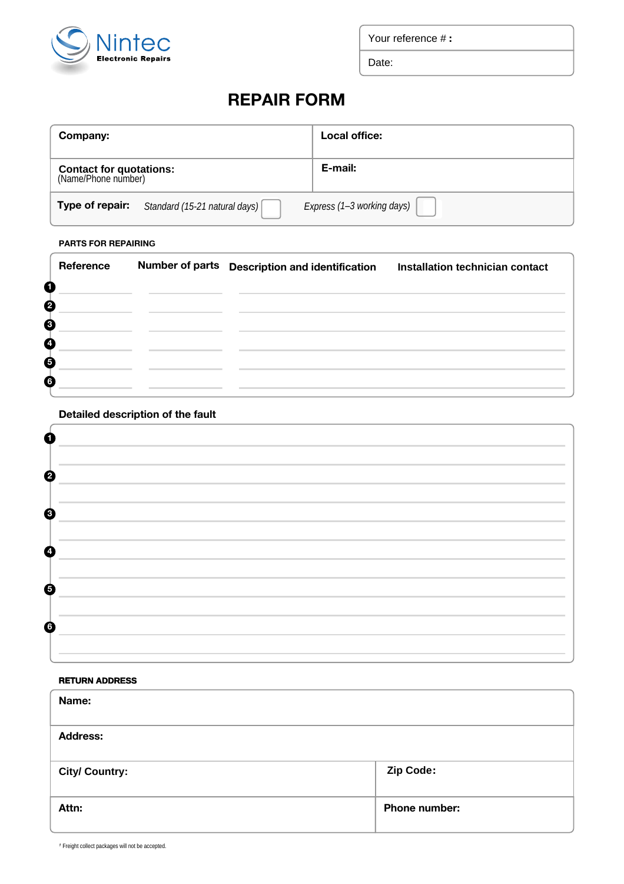Nintec
**Electronic Repairs**

| Your reference # : |
|---|
| Date: |

# REPAIR FORM

| **Company:** | **Local office:** |
|---|---|
| **Contact for quotations:** (Name/Phone number) | **E-mail:** |
| **Type of repair:** *Standard (15-21 natural days)* ☐ | *Express (1–3 working days)* ☐ |

**PARTS FOR REPAIRING**

| | Reference | Number of parts | Description and identification | Installation technician contact |
|---|---|---|---|---|
| 1 | | | | |
| 2 | | | | |
| 3 | | | | |
| 4 | | | | |
| 5 | | | | |
| 6 | | | | |

**Detailed description of the fault**

1.
2.
3.
4.
5.
6.

**RETURN ADDRESS**

| **Name:** | |
|---|---|
| **Address:** | |
| **City/ Country:** | **Zip Code:** |
| **Attn:** | **Phone number:** |

[1] Freight collect packages will not be accepted.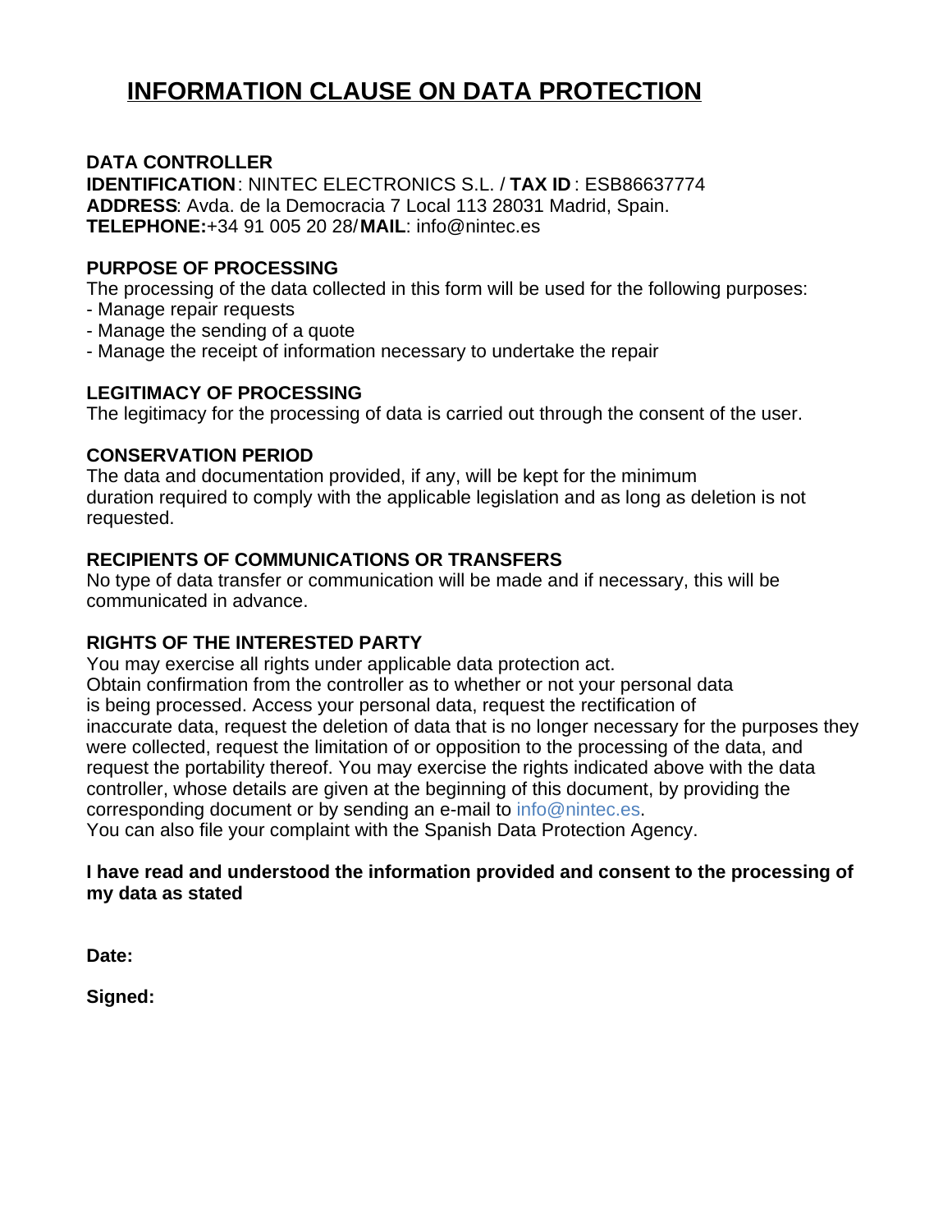# INFORMATION CLAUSE ON DATA PROTECTION

**DATA CONTROLLER**
**IDENTIFICATION**: NINTEC ELECTRONICS S.L. / **TAX ID** : ESB86637774
**ADDRESS**: Avda. de la Democracia 7 Local 113 28031 Madrid, Spain.
**TELEPHONE:**+34 91 005 20 28/ **MAIL**: info@nintec.es

**PURPOSE OF PROCESSING**
The processing of the data collected in this form will be used for the following purposes:
- Manage repair requests
- Manage the sending of a quote
- Manage the receipt of information necessary to undertake the repair

**LEGITIMACY OF PROCESSING**
The legitimacy for the processing of data is carried out through the consent of the user.

**CONSERVATION PERIOD**
The data and documentation provided, if any, will be kept for the minimum duration required to comply with the applicable legislation and as long as deletion is not requested.

**RECIPIENTS OF COMMUNICATIONS OR TRANSFERS**
No type of data transfer or communication will be made and if necessary, this will be communicated in advance.

**RIGHTS OF THE INTERESTED PARTY**
You may exercise all rights under applicable data protection act.
Obtain confirmation from the controller as to whether or not your personal data is being processed. Access your personal data, request the rectification of inaccurate data, request the deletion of data that is no longer necessary for the purposes they were collected, request the limitation of or opposition to the processing of the data, and request the portability thereof. You may exercise the rights indicated above with the data controller, whose details are given at the beginning of this document, by providing the corresponding document or by sending an e-mail to info@nintec.es.
You can also file your complaint with the Spanish Data Protection Agency.

**I have read and understood the information provided and consent to the processing of my data as stated**

**Date:**

**Signed:**